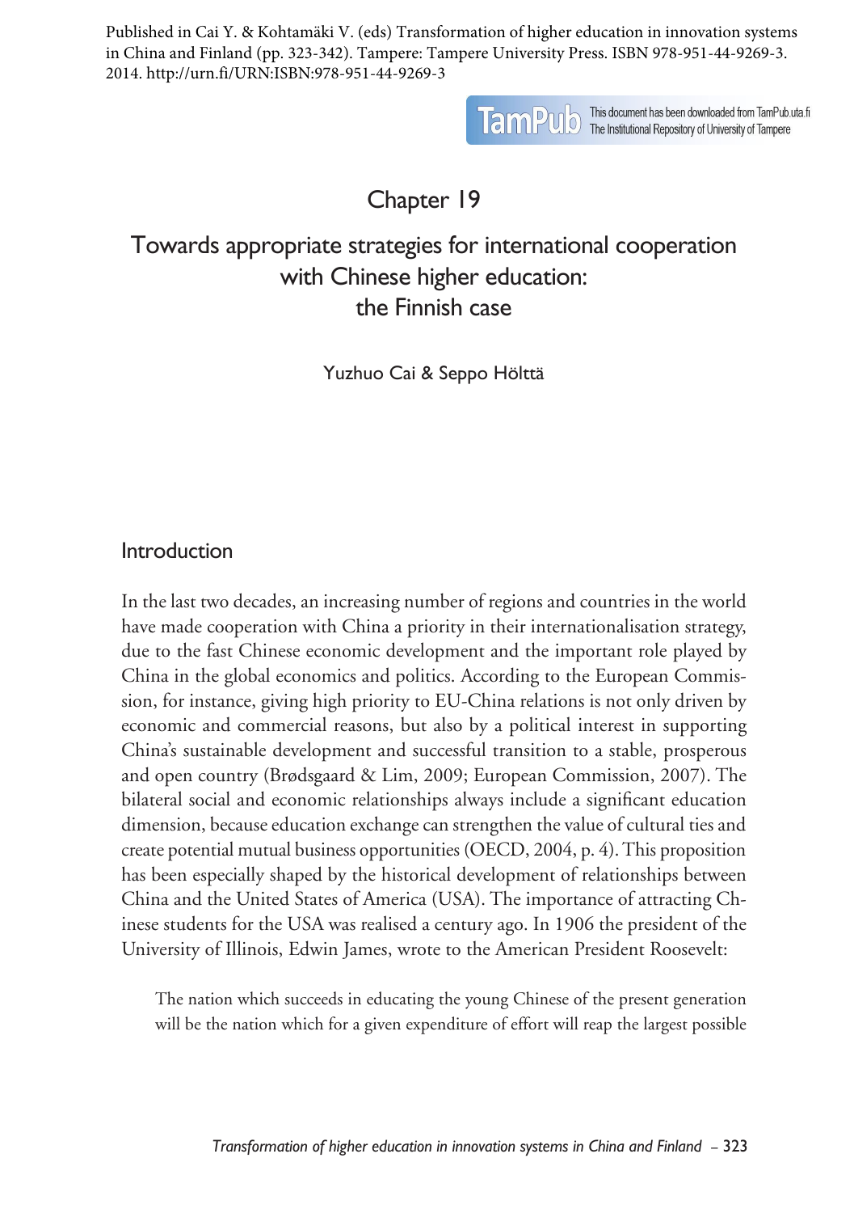Published in Cai Y. & Kohtamäki V. (eds) Transformation of higher education in innovation systems in China and Finland (pp. 323-342). Tampere: Tampere University Press. ISBN 978-951-44-9269-3. 2014. http://urn.fi/URN:ISBN:978-951-44-9269-3

This document has been downloaded from TamPub.uta.fi
The Institutional Repository of University of Tampere

# Chapter 19

# Towards appropriate strategies for international cooperation with Chinese higher education: the Finnish case

Yuzhuo Cai & Seppo Hölttä

## Introduction

In the last two decades, an increasing number of regions and countries in the world have made cooperation with China a priority in their internationalisation strategy, due to the fast Chinese economic development and the important role played by China in the global economics and politics. According to the European Commission, for instance, giving high priority to EU-China relations is not only driven by economic and commercial reasons, but also by a political interest in supporting China's sustainable development and successful transition to a stable, prosperous and open country (Brødsgaard & Lim, 2009; European Commission, 2007). The bilateral social and economic relationships always include a significant education dimension, because education exchange can strengthen the value of cultural ties and create potential mutual business opportunities (OECD, 2004, p. 4). This proposition has been especially shaped by the historical development of relationships between China and the United States of America (USA). The importance of attracting Chinese students for the USA was realised a century ago. In 1906 the president of the University of Illinois, Edwin James, wrote to the American President Roosevelt:

> The nation which succeeds in educating the young Chinese of the present generation will be the nation which for a given expenditure of effort will reap the largest possible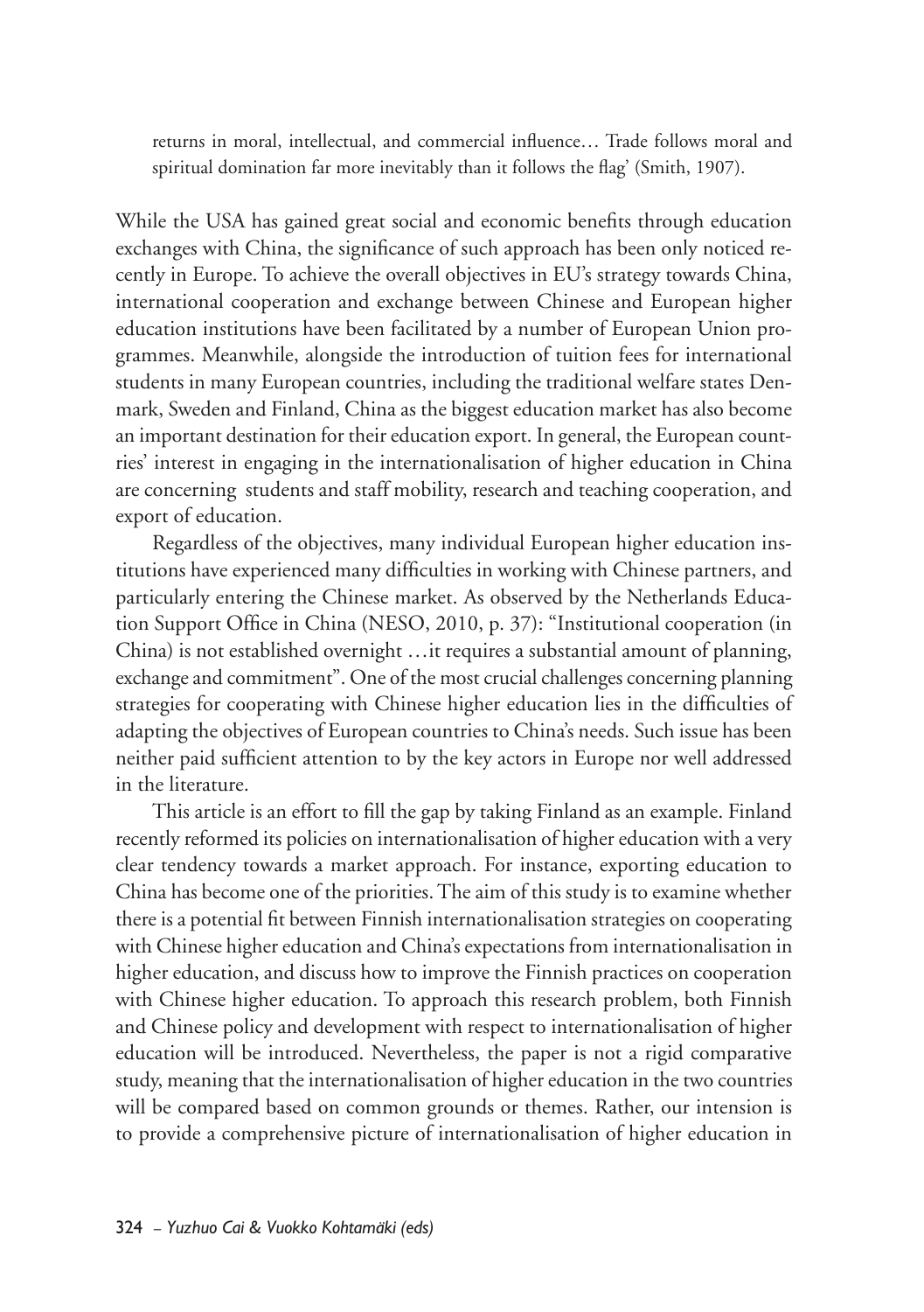> returns in moral, intellectual, and commercial influence… Trade follows moral and spiritual domination far more inevitably than it follows the flag' (Smith, 1907).

While the USA has gained great social and economic benefits through education exchanges with China, the significance of such approach has been only noticed recently in Europe. To achieve the overall objectives in EU's strategy towards China, international cooperation and exchange between Chinese and European higher education institutions have been facilitated by a number of European Union programmes. Meanwhile, alongside the introduction of tuition fees for international students in many European countries, including the traditional welfare states Denmark, Sweden and Finland, China as the biggest education market has also become an important destination for their education export. In general, the European countries' interest in engaging in the internationalisation of higher education in China are concerning students and staff mobility, research and teaching cooperation, and export of education.

Regardless of the objectives, many individual European higher education institutions have experienced many difficulties in working with Chinese partners, and particularly entering the Chinese market. As observed by the Netherlands Education Support Office in China (NESO, 2010, p. 37): "Institutional cooperation (in China) is not established overnight …it requires a substantial amount of planning, exchange and commitment". One of the most crucial challenges concerning planning strategies for cooperating with Chinese higher education lies in the difficulties of adapting the objectives of European countries to China's needs. Such issue has been neither paid sufficient attention to by the key actors in Europe nor well addressed in the literature.

This article is an effort to fill the gap by taking Finland as an example. Finland recently reformed its policies on internationalisation of higher education with a very clear tendency towards a market approach. For instance, exporting education to China has become one of the priorities. The aim of this study is to examine whether there is a potential fit between Finnish internationalisation strategies on cooperating with Chinese higher education and China's expectations from internationalisation in higher education, and discuss how to improve the Finnish practices on cooperation with Chinese higher education. To approach this research problem, both Finnish and Chinese policy and development with respect to internationalisation of higher education will be introduced. Nevertheless, the paper is not a rigid comparative study, meaning that the internationalisation of higher education in the two countries will be compared based on common grounds or themes. Rather, our intension is to provide a comprehensive picture of internationalisation of higher education in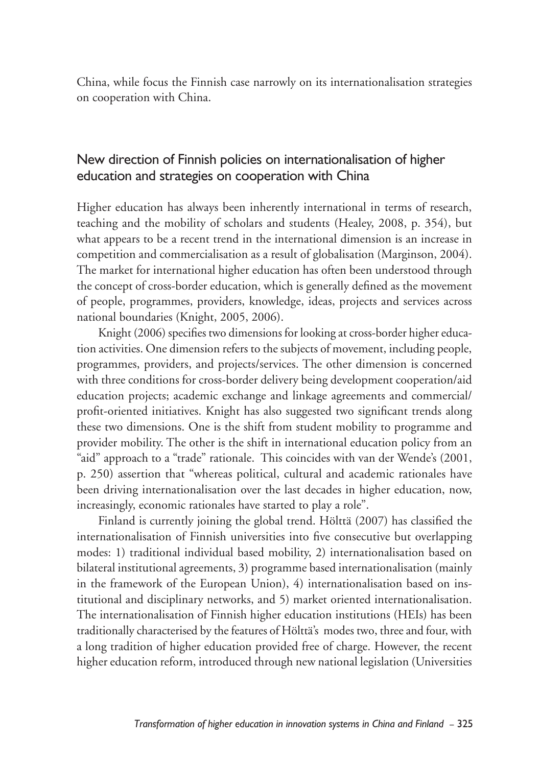China, while focus the Finnish case narrowly on its internationalisation strategies on cooperation with China.

## New direction of Finnish policies on internationalisation of higher education and strategies on cooperation with China

Higher education has always been inherently international in terms of research, teaching and the mobility of scholars and students (Healey, 2008, p. 354), but what appears to be a recent trend in the international dimension is an increase in competition and commercialisation as a result of globalisation (Marginson, 2004). The market for international higher education has often been understood through the concept of cross-border education, which is generally defined as the movement of people, programmes, providers, knowledge, ideas, projects and services across national boundaries (Knight, 2005, 2006).

Knight (2006) specifies two dimensions for looking at cross-border higher education activities. One dimension refers to the subjects of movement, including people, programmes, providers, and projects/services. The other dimension is concerned with three conditions for cross-border delivery being development cooperation/aid education projects; academic exchange and linkage agreements and commercial/profit-oriented initiatives. Knight has also suggested two significant trends along these two dimensions. One is the shift from student mobility to programme and provider mobility. The other is the shift in international education policy from an "aid" approach to a "trade" rationale. This coincides with van der Wende's (2001, p. 250) assertion that "whereas political, cultural and academic rationales have been driving internationalisation over the last decades in higher education, now, increasingly, economic rationales have started to play a role".

Finland is currently joining the global trend. Hölttä (2007) has classified the internationalisation of Finnish universities into five consecutive but overlapping modes: 1) traditional individual based mobility, 2) internationalisation based on bilateral institutional agreements, 3) programme based internationalisation (mainly in the framework of the European Union), 4) internationalisation based on institutional and disciplinary networks, and 5) market oriented internationalisation. The internationalisation of Finnish higher education institutions (HEIs) has been traditionally characterised by the features of Hölttä's modes two, three and four, with a long tradition of higher education provided free of charge. However, the recent higher education reform, introduced through new national legislation (Universities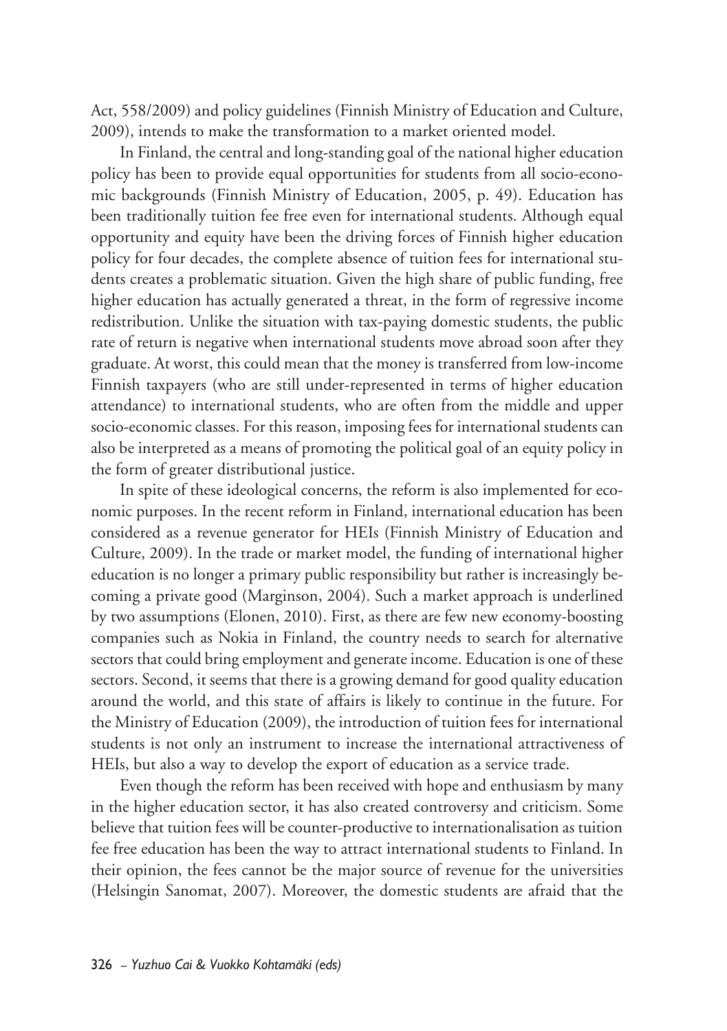Act, 558/2009) and policy guidelines (Finnish Ministry of Education and Culture, 2009), intends to make the transformation to a market oriented model.

In Finland, the central and long-standing goal of the national higher education policy has been to provide equal opportunities for students from all socio-economic backgrounds (Finnish Ministry of Education, 2005, p. 49). Education has been traditionally tuition fee free even for international students. Although equal opportunity and equity have been the driving forces of Finnish higher education policy for four decades, the complete absence of tuition fees for international students creates a problematic situation. Given the high share of public funding, free higher education has actually generated a threat, in the form of regressive income redistribution. Unlike the situation with tax-paying domestic students, the public rate of return is negative when international students move abroad soon after they graduate. At worst, this could mean that the money is transferred from low-income Finnish taxpayers (who are still under-represented in terms of higher education attendance) to international students, who are often from the middle and upper socio-economic classes. For this reason, imposing fees for international students can also be interpreted as a means of promoting the political goal of an equity policy in the form of greater distributional justice.

In spite of these ideological concerns, the reform is also implemented for economic purposes. In the recent reform in Finland, international education has been considered as a revenue generator for HEIs (Finnish Ministry of Education and Culture, 2009). In the trade or market model, the funding of international higher education is no longer a primary public responsibility but rather is increasingly becoming a private good (Marginson, 2004). Such a market approach is underlined by two assumptions (Elonen, 2010). First, as there are few new economy-boosting companies such as Nokia in Finland, the country needs to search for alternative sectors that could bring employment and generate income. Education is one of these sectors. Second, it seems that there is a growing demand for good quality education around the world, and this state of affairs is likely to continue in the future. For the Ministry of Education (2009), the introduction of tuition fees for international students is not only an instrument to increase the international attractiveness of HEIs, but also a way to develop the export of education as a service trade.

Even though the reform has been received with hope and enthusiasm by many in the higher education sector, it has also created controversy and criticism. Some believe that tuition fees will be counter-productive to internationalisation as tuition fee free education has been the way to attract international students to Finland. In their opinion, the fees cannot be the major source of revenue for the universities (Helsingin Sanomat, 2007). Moreover, the domestic students are afraid that the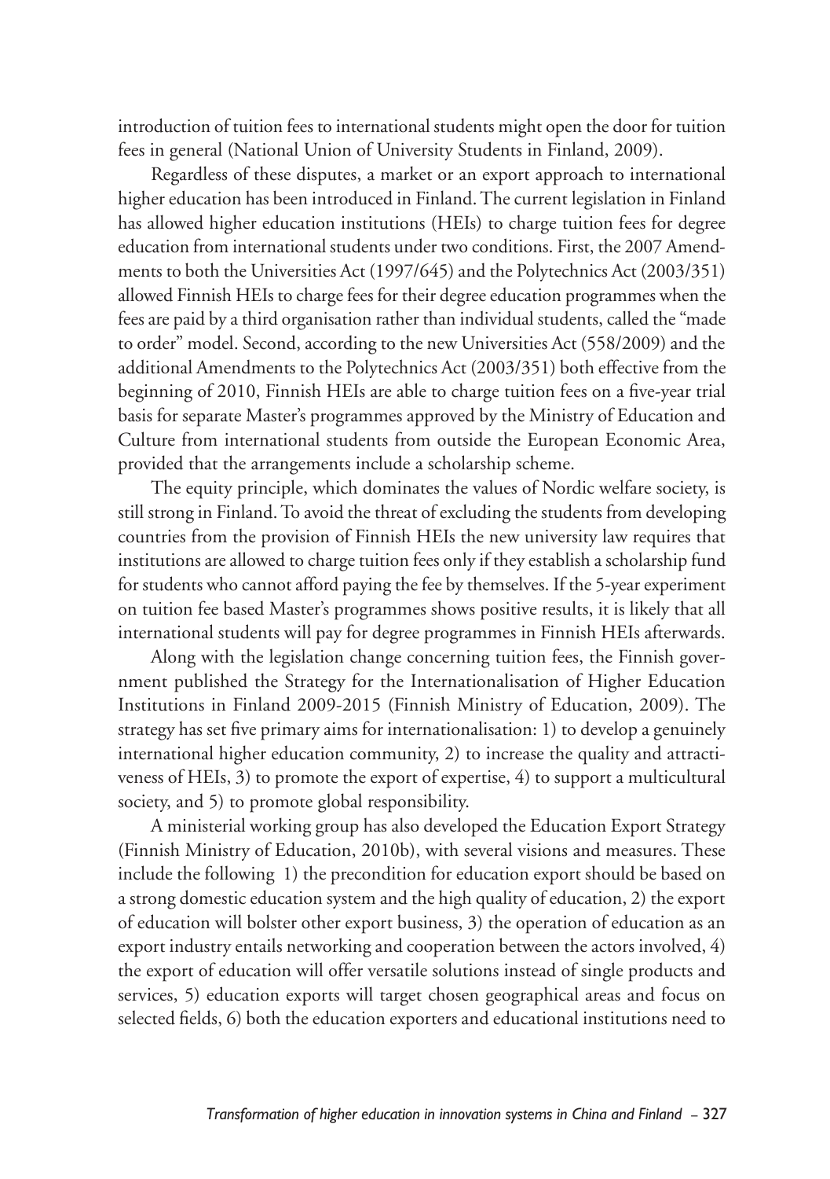introduction of tuition fees to international students might open the door for tuition fees in general (National Union of University Students in Finland, 2009).

Regardless of these disputes, a market or an export approach to international higher education has been introduced in Finland. The current legislation in Finland has allowed higher education institutions (HEIs) to charge tuition fees for degree education from international students under two conditions. First, the 2007 Amendments to both the Universities Act (1997/645) and the Polytechnics Act (2003/351) allowed Finnish HEIs to charge fees for their degree education programmes when the fees are paid by a third organisation rather than individual students, called the "made to order" model. Second, according to the new Universities Act (558/2009) and the additional Amendments to the Polytechnics Act (2003/351) both effective from the beginning of 2010, Finnish HEIs are able to charge tuition fees on a five-year trial basis for separate Master's programmes approved by the Ministry of Education and Culture from international students from outside the European Economic Area, provided that the arrangements include a scholarship scheme.

The equity principle, which dominates the values of Nordic welfare society, is still strong in Finland. To avoid the threat of excluding the students from developing countries from the provision of Finnish HEIs the new university law requires that institutions are allowed to charge tuition fees only if they establish a scholarship fund for students who cannot afford paying the fee by themselves. If the 5-year experiment on tuition fee based Master's programmes shows positive results, it is likely that all international students will pay for degree programmes in Finnish HEIs afterwards.

Along with the legislation change concerning tuition fees, the Finnish government published the Strategy for the Internationalisation of Higher Education Institutions in Finland 2009-2015 (Finnish Ministry of Education, 2009). The strategy has set five primary aims for internationalisation: 1) to develop a genuinely international higher education community, 2) to increase the quality and attractiveness of HEIs, 3) to promote the export of expertise, 4) to support a multicultural society, and 5) to promote global responsibility.

A ministerial working group has also developed the Education Export Strategy (Finnish Ministry of Education, 2010b), with several visions and measures. These include the following 1) the precondition for education export should be based on a strong domestic education system and the high quality of education, 2) the export of education will bolster other export business, 3) the operation of education as an export industry entails networking and cooperation between the actors involved, 4) the export of education will offer versatile solutions instead of single products and services, 5) education exports will target chosen geographical areas and focus on selected fields, 6) both the education exporters and educational institutions need to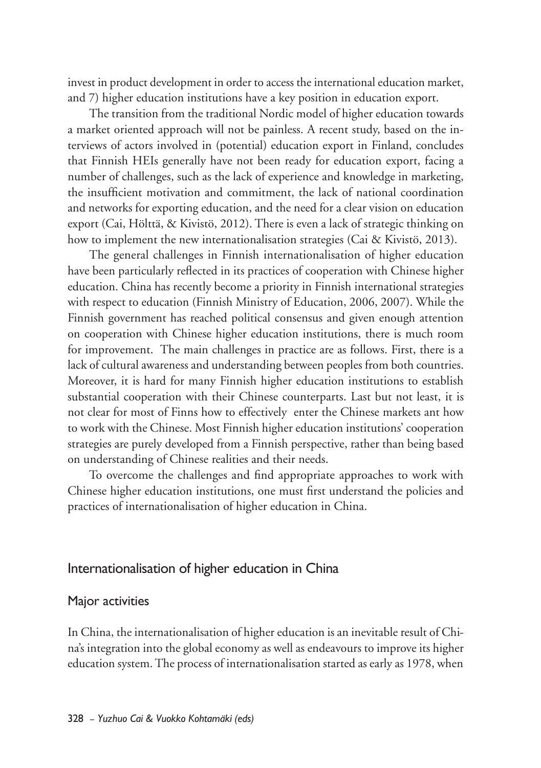invest in product development in order to access the international education market, and 7) higher education institutions have a key position in education export.

The transition from the traditional Nordic model of higher education towards a market oriented approach will not be painless. A recent study, based on the interviews of actors involved in (potential) education export in Finland, concludes that Finnish HEIs generally have not been ready for education export, facing a number of challenges, such as the lack of experience and knowledge in marketing, the insufficient motivation and commitment, the lack of national coordination and networks for exporting education, and the need for a clear vision on education export (Cai, Hölttä, & Kivistö, 2012). There is even a lack of strategic thinking on how to implement the new internationalisation strategies (Cai & Kivistö, 2013).

The general challenges in Finnish internationalisation of higher education have been particularly reflected in its practices of cooperation with Chinese higher education. China has recently become a priority in Finnish international strategies with respect to education (Finnish Ministry of Education, 2006, 2007). While the Finnish government has reached political consensus and given enough attention on cooperation with Chinese higher education institutions, there is much room for improvement. The main challenges in practice are as follows. First, there is a lack of cultural awareness and understanding between peoples from both countries. Moreover, it is hard for many Finnish higher education institutions to establish substantial cooperation with their Chinese counterparts. Last but not least, it is not clear for most of Finns how to effectively enter the Chinese markets ant how to work with the Chinese. Most Finnish higher education institutions' cooperation strategies are purely developed from a Finnish perspective, rather than being based on understanding of Chinese realities and their needs.

To overcome the challenges and find appropriate approaches to work with Chinese higher education institutions, one must first understand the policies and practices of internationalisation of higher education in China.

## Internationalisation of higher education in China

### Major activities

In China, the internationalisation of higher education is an inevitable result of China's integration into the global economy as well as endeavours to improve its higher education system. The process of internationalisation started as early as 1978, when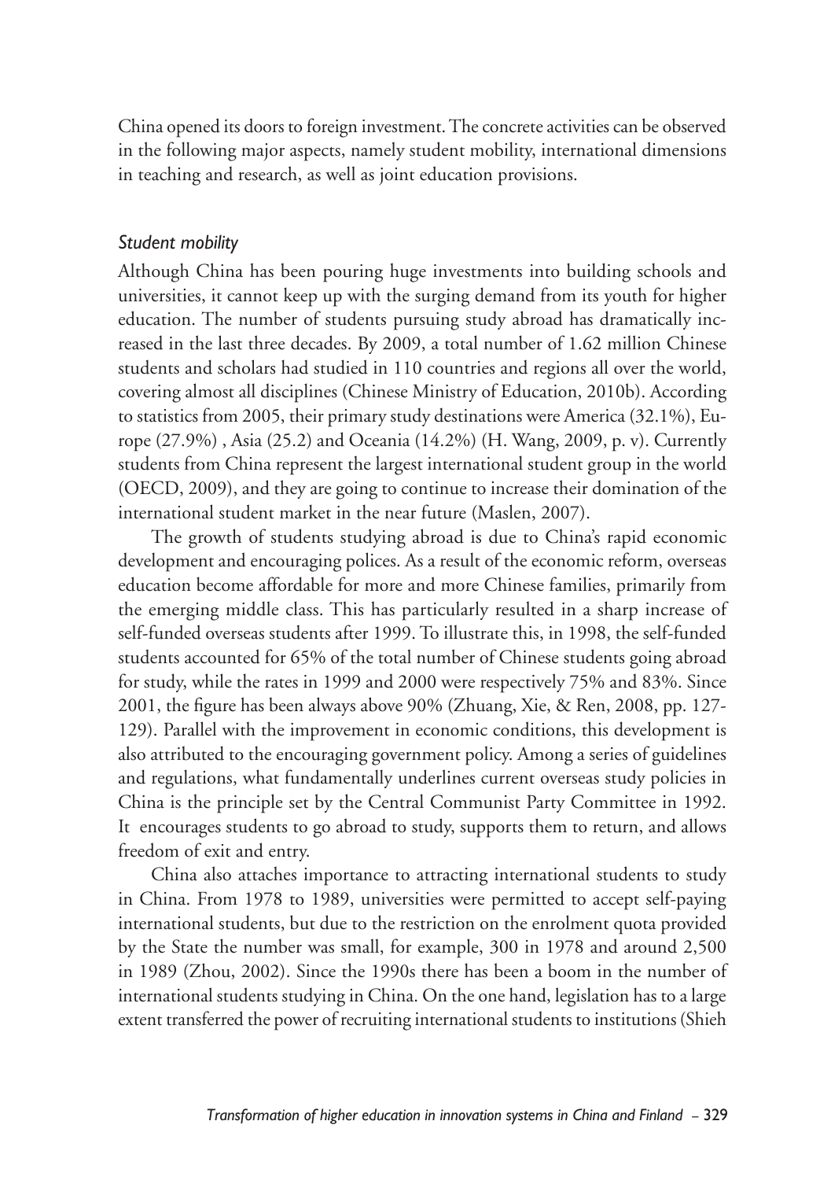China opened its doors to foreign investment. The concrete activities can be observed in the following major aspects, namely student mobility, international dimensions in teaching and research, as well as joint education provisions.

### *Student mobility*

Although China has been pouring huge investments into building schools and universities, it cannot keep up with the surging demand from its youth for higher education. The number of students pursuing study abroad has dramatically increased in the last three decades. By 2009, a total number of 1.62 million Chinese students and scholars had studied in 110 countries and regions all over the world, covering almost all disciplines (Chinese Ministry of Education, 2010b). According to statistics from 2005, their primary study destinations were America (32.1%), Europe (27.9%) , Asia (25.2) and Oceania (14.2%) (H. Wang, 2009, p. v). Currently students from China represent the largest international student group in the world (OECD, 2009), and they are going to continue to increase their domination of the international student market in the near future (Maslen, 2007).

The growth of students studying abroad is due to China's rapid economic development and encouraging polices. As a result of the economic reform, overseas education become affordable for more and more Chinese families, primarily from the emerging middle class. This has particularly resulted in a sharp increase of self-funded overseas students after 1999. To illustrate this, in 1998, the self-funded students accounted for 65% of the total number of Chinese students going abroad for study, while the rates in 1999 and 2000 were respectively 75% and 83%. Since 2001, the figure has been always above 90% (Zhuang, Xie, & Ren, 2008, pp. 127-129). Parallel with the improvement in economic conditions, this development is also attributed to the encouraging government policy. Among a series of guidelines and regulations, what fundamentally underlines current overseas study policies in China is the principle set by the Central Communist Party Committee in 1992. It encourages students to go abroad to study, supports them to return, and allows freedom of exit and entry.

China also attaches importance to attracting international students to study in China. From 1978 to 1989, universities were permitted to accept self-paying international students, but due to the restriction on the enrolment quota provided by the State the number was small, for example, 300 in 1978 and around 2,500 in 1989 (Zhou, 2002). Since the 1990s there has been a boom in the number of international students studying in China. On the one hand, legislation has to a large extent transferred the power of recruiting international students to institutions (Shieh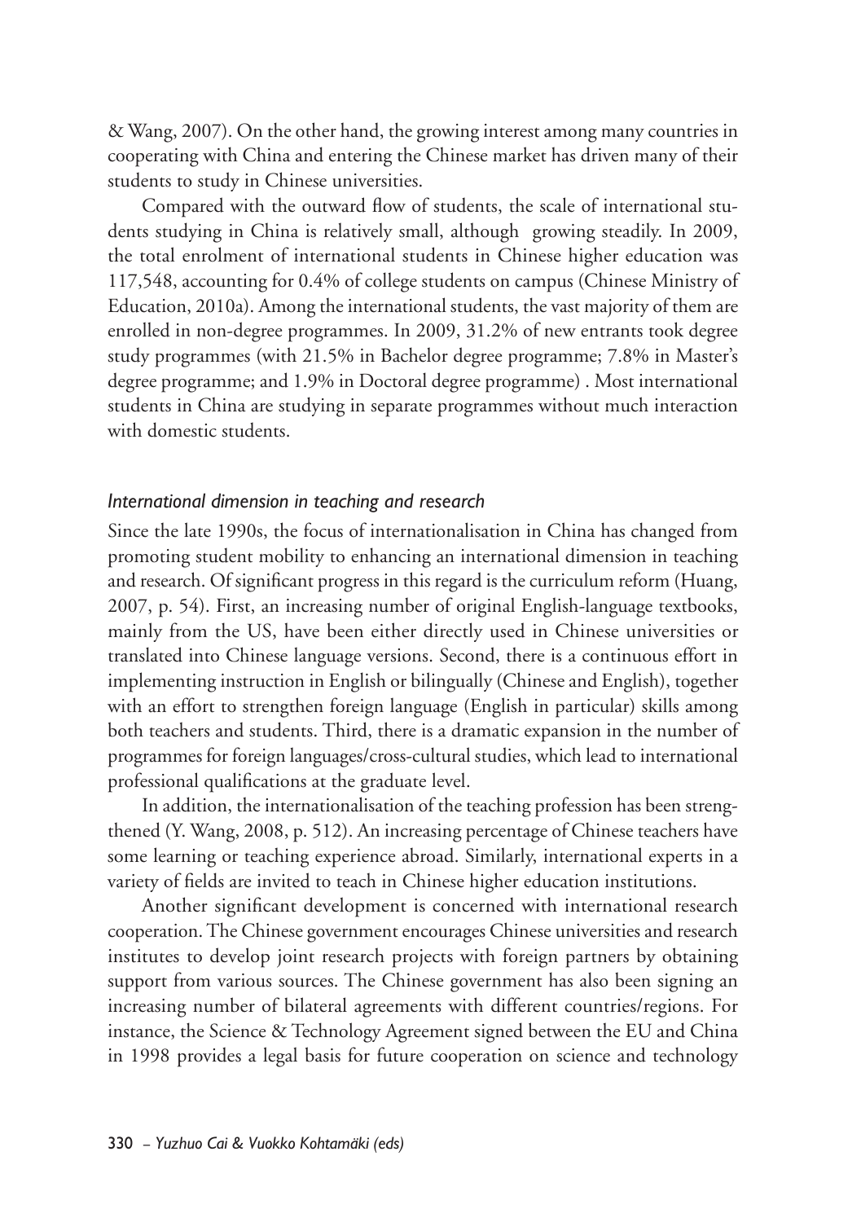& Wang, 2007). On the other hand, the growing interest among many countries in cooperating with China and entering the Chinese market has driven many of their students to study in Chinese universities.

Compared with the outward flow of students, the scale of international students studying in China is relatively small, although growing steadily. In 2009, the total enrolment of international students in Chinese higher education was 117,548, accounting for 0.4% of college students on campus (Chinese Ministry of Education, 2010a). Among the international students, the vast majority of them are enrolled in non-degree programmes. In 2009, 31.2% of new entrants took degree study programmes (with 21.5% in Bachelor degree programme; 7.8% in Master's degree programme; and 1.9% in Doctoral degree programme) . Most international students in China are studying in separate programmes without much interaction with domestic students.

### *International dimension in teaching and research*

Since the late 1990s, the focus of internationalisation in China has changed from promoting student mobility to enhancing an international dimension in teaching and research. Of significant progress in this regard is the curriculum reform (Huang, 2007, p. 54). First, an increasing number of original English-language textbooks, mainly from the US, have been either directly used in Chinese universities or translated into Chinese language versions. Second, there is a continuous effort in implementing instruction in English or bilingually (Chinese and English), together with an effort to strengthen foreign language (English in particular) skills among both teachers and students. Third, there is a dramatic expansion in the number of programmes for foreign languages/cross-cultural studies, which lead to international professional qualifications at the graduate level.

In addition, the internationalisation of the teaching profession has been strengthened (Y. Wang, 2008, p. 512). An increasing percentage of Chinese teachers have some learning or teaching experience abroad. Similarly, international experts in a variety of fields are invited to teach in Chinese higher education institutions.

Another significant development is concerned with international research cooperation. The Chinese government encourages Chinese universities and research institutes to develop joint research projects with foreign partners by obtaining support from various sources. The Chinese government has also been signing an increasing number of bilateral agreements with different countries/regions. For instance, the Science & Technology Agreement signed between the EU and China in 1998 provides a legal basis for future cooperation on science and technology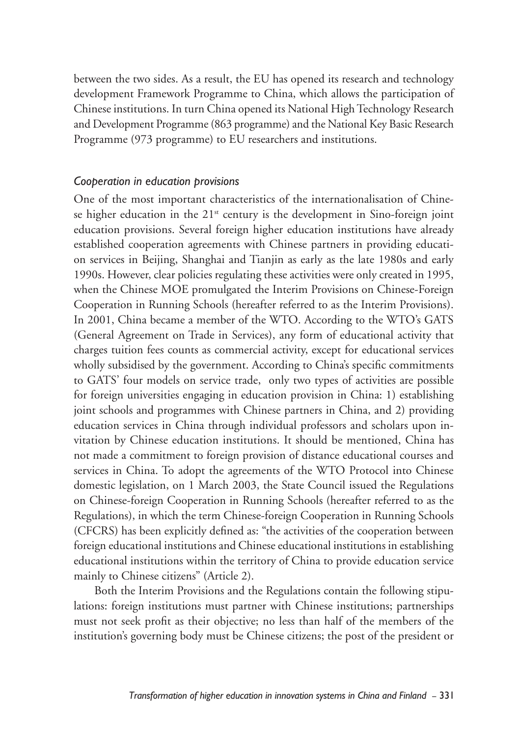between the two sides. As a result, the EU has opened its research and technology development Framework Programme to China, which allows the participation of Chinese institutions. In turn China opened its National High Technology Research and Development Programme (863 programme) and the National Key Basic Research Programme (973 programme) to EU researchers and institutions.

### *Cooperation in education provisions*

One of the most important characteristics of the internationalisation of Chinese higher education in the 21st century is the development in Sino-foreign joint education provisions. Several foreign higher education institutions have already established cooperation agreements with Chinese partners in providing education services in Beijing, Shanghai and Tianjin as early as the late 1980s and early 1990s. However, clear policies regulating these activities were only created in 1995, when the Chinese MOE promulgated the Interim Provisions on Chinese-Foreign Cooperation in Running Schools (hereafter referred to as the Interim Provisions). In 2001, China became a member of the WTO. According to the WTO's GATS (General Agreement on Trade in Services), any form of educational activity that charges tuition fees counts as commercial activity, except for educational services wholly subsidised by the government. According to China's specific commitments to GATS' four models on service trade, only two types of activities are possible for foreign universities engaging in education provision in China: 1) establishing joint schools and programmes with Chinese partners in China, and 2) providing education services in China through individual professors and scholars upon invitation by Chinese education institutions. It should be mentioned, China has not made a commitment to foreign provision of distance educational courses and services in China. To adopt the agreements of the WTO Protocol into Chinese domestic legislation, on 1 March 2003, the State Council issued the Regulations on Chinese-foreign Cooperation in Running Schools (hereafter referred to as the Regulations), in which the term Chinese-foreign Cooperation in Running Schools (CFCRS) has been explicitly defined as: "the activities of the cooperation between foreign educational institutions and Chinese educational institutions in establishing educational institutions within the territory of China to provide education service mainly to Chinese citizens" (Article 2).

Both the Interim Provisions and the Regulations contain the following stipulations: foreign institutions must partner with Chinese institutions; partnerships must not seek profit as their objective; no less than half of the members of the institution's governing body must be Chinese citizens; the post of the president or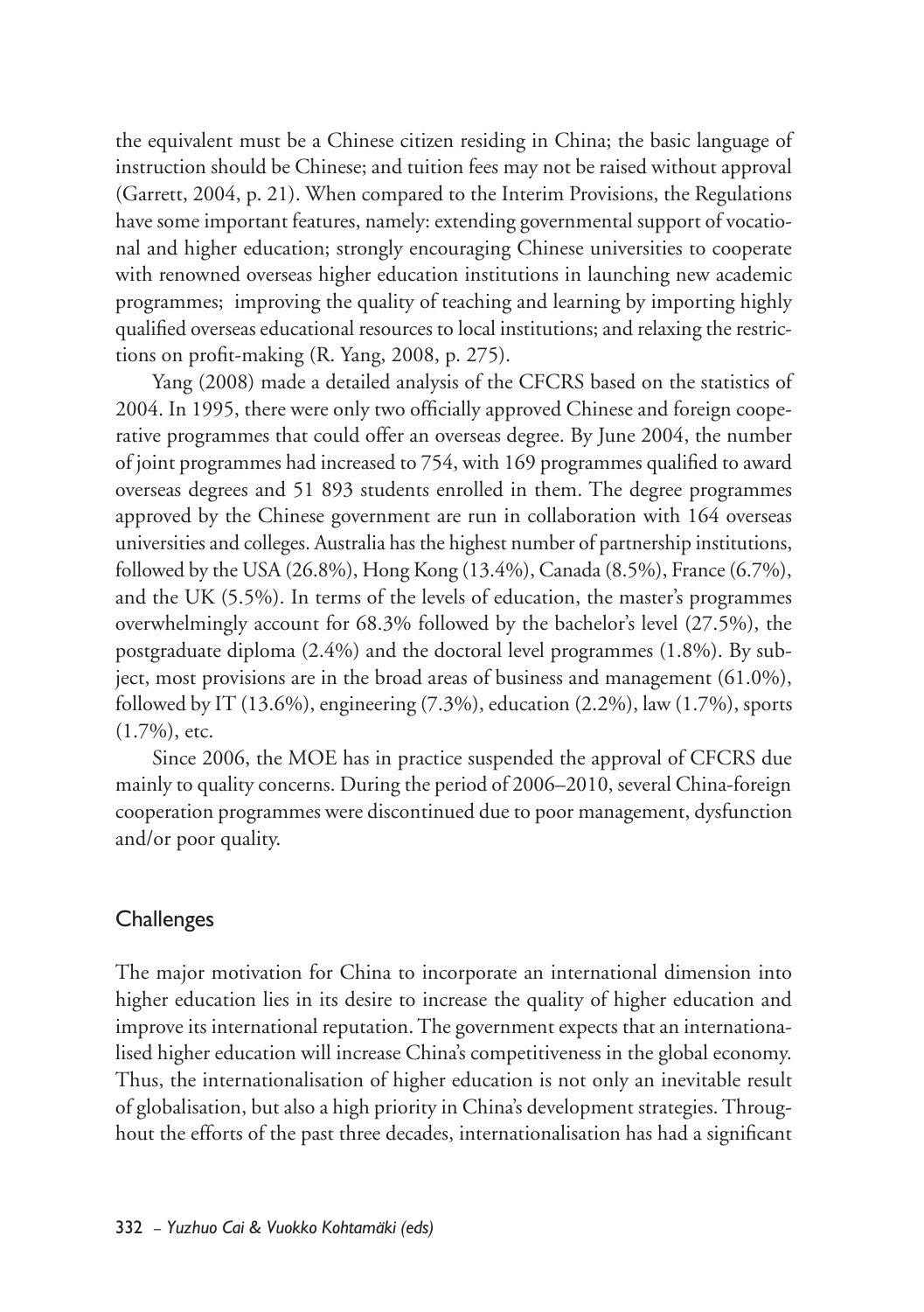the equivalent must be a Chinese citizen residing in China; the basic language of instruction should be Chinese; and tuition fees may not be raised without approval (Garrett, 2004, p. 21). When compared to the Interim Provisions, the Regulations have some important features, namely: extending governmental support of vocational and higher education; strongly encouraging Chinese universities to cooperate with renowned overseas higher education institutions in launching new academic programmes; improving the quality of teaching and learning by importing highly qualified overseas educational resources to local institutions; and relaxing the restrictions on profit-making (R. Yang, 2008, p. 275).

Yang (2008) made a detailed analysis of the CFCRS based on the statistics of 2004. In 1995, there were only two officially approved Chinese and foreign cooperative programmes that could offer an overseas degree. By June 2004, the number of joint programmes had increased to 754, with 169 programmes qualified to award overseas degrees and 51 893 students enrolled in them. The degree programmes approved by the Chinese government are run in collaboration with 164 overseas universities and colleges. Australia has the highest number of partnership institutions, followed by the USA (26.8%), Hong Kong (13.4%), Canada (8.5%), France (6.7%), and the UK (5.5%). In terms of the levels of education, the master's programmes overwhelmingly account for 68.3% followed by the bachelor's level (27.5%), the postgraduate diploma (2.4%) and the doctoral level programmes (1.8%). By subject, most provisions are in the broad areas of business and management (61.0%), followed by IT (13.6%), engineering (7.3%), education (2.2%), law (1.7%), sports (1.7%), etc.

Since 2006, the MOE has in practice suspended the approval of CFCRS due mainly to quality concerns. During the period of 2006–2010, several China-foreign cooperation programmes were discontinued due to poor management, dysfunction and/or poor quality.

## Challenges

The major motivation for China to incorporate an international dimension into higher education lies in its desire to increase the quality of higher education and improve its international reputation. The government expects that an internationalised higher education will increase China's competitiveness in the global economy. Thus, the internationalisation of higher education is not only an inevitable result of globalisation, but also a high priority in China's development strategies. Throughout the efforts of the past three decades, internationalisation has had a significant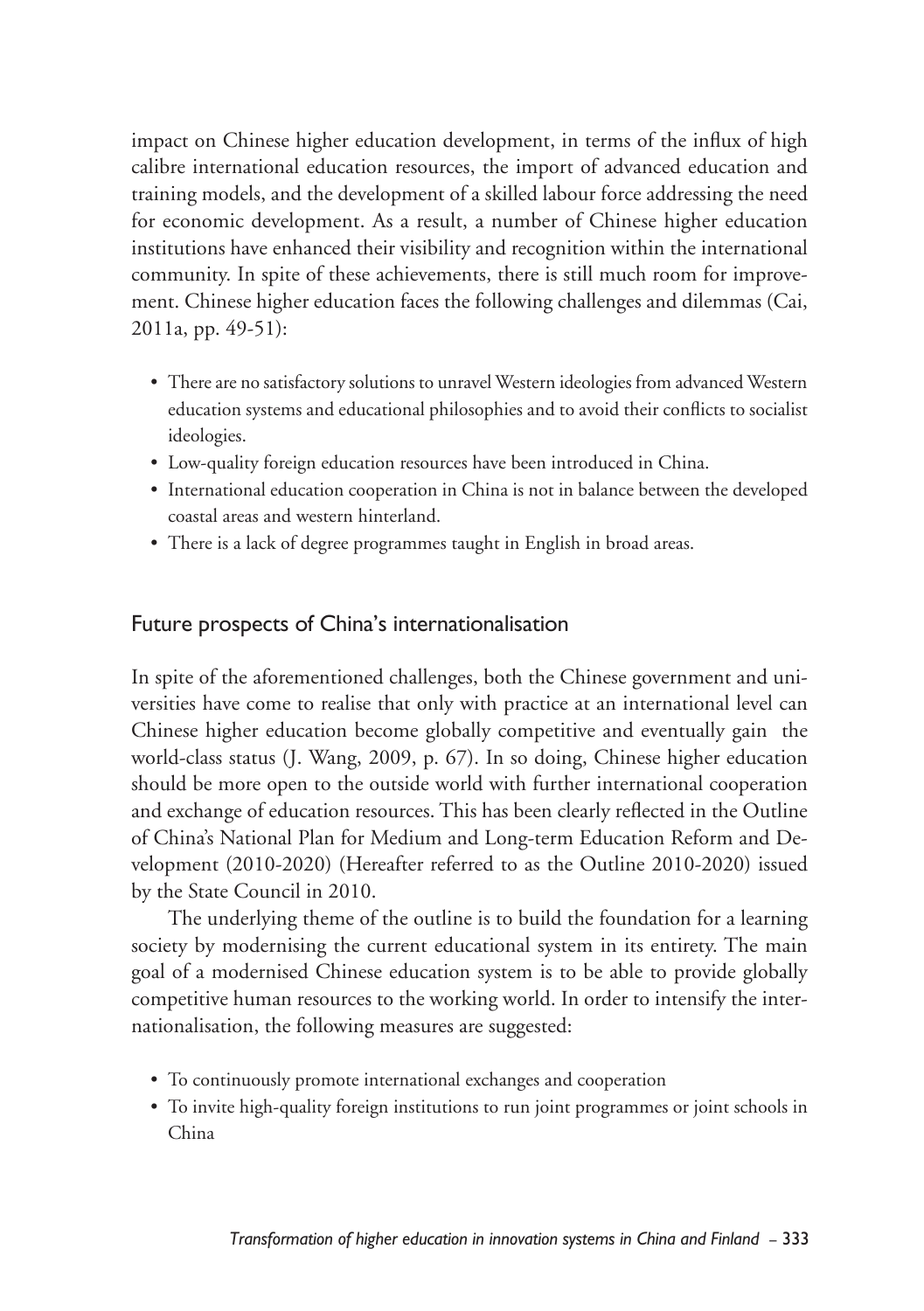impact on Chinese higher education development, in terms of the influx of high calibre international education resources, the import of advanced education and training models, and the development of a skilled labour force addressing the need for economic development. As a result, a number of Chinese higher education institutions have enhanced their visibility and recognition within the international community. In spite of these achievements, there is still much room for improvement. Chinese higher education faces the following challenges and dilemmas (Cai, 2011a, pp. 49-51):

- There are no satisfactory solutions to unravel Western ideologies from advanced Western education systems and educational philosophies and to avoid their conflicts to socialist ideologies.
- Low-quality foreign education resources have been introduced in China.
- International education cooperation in China is not in balance between the developed coastal areas and western hinterland.
- There is a lack of degree programmes taught in English in broad areas.

## Future prospects of China's internationalisation

In spite of the aforementioned challenges, both the Chinese government and universities have come to realise that only with practice at an international level can Chinese higher education become globally competitive and eventually gain the world-class status (J. Wang, 2009, p. 67). In so doing, Chinese higher education should be more open to the outside world with further international cooperation and exchange of education resources. This has been clearly reflected in the Outline of China's National Plan for Medium and Long-term Education Reform and Development (2010-2020) (Hereafter referred to as the Outline 2010-2020) issued by the State Council in 2010.

The underlying theme of the outline is to build the foundation for a learning society by modernising the current educational system in its entirety. The main goal of a modernised Chinese education system is to be able to provide globally competitive human resources to the working world. In order to intensify the internationalisation, the following measures are suggested:

- To continuously promote international exchanges and cooperation
- To invite high-quality foreign institutions to run joint programmes or joint schools in China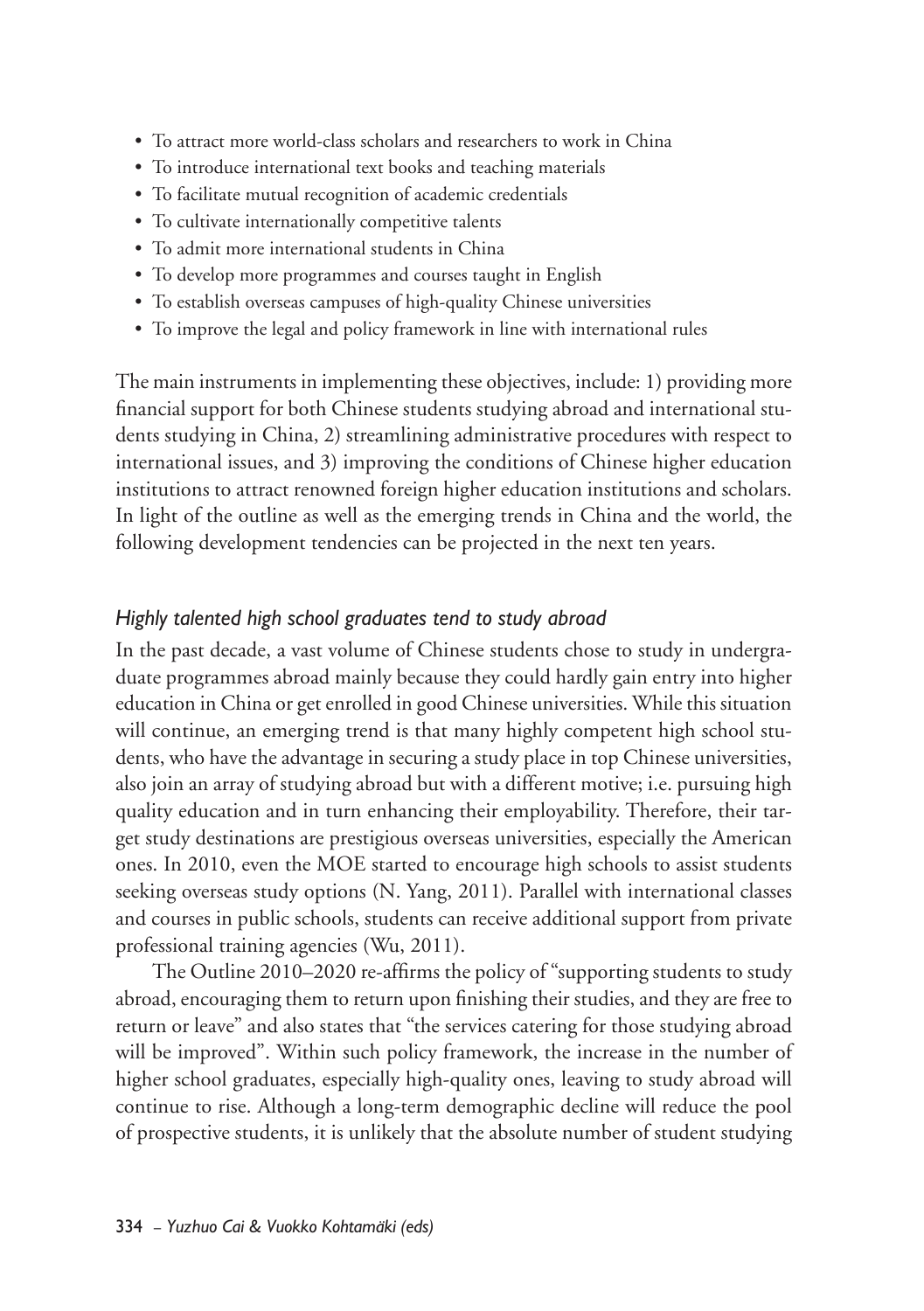- To attract more world-class scholars and researchers to work in China
- To introduce international text books and teaching materials
- To facilitate mutual recognition of academic credentials
- To cultivate internationally competitive talents
- To admit more international students in China
- To develop more programmes and courses taught in English
- To establish overseas campuses of high-quality Chinese universities
- To improve the legal and policy framework in line with international rules

The main instruments in implementing these objectives, include: 1) providing more financial support for both Chinese students studying abroad and international students studying in China, 2) streamlining administrative procedures with respect to international issues, and 3) improving the conditions of Chinese higher education institutions to attract renowned foreign higher education institutions and scholars. In light of the outline as well as the emerging trends in China and the world, the following development tendencies can be projected in the next ten years.

### *Highly talented high school graduates tend to study abroad*

In the past decade, a vast volume of Chinese students chose to study in undergraduate programmes abroad mainly because they could hardly gain entry into higher education in China or get enrolled in good Chinese universities. While this situation will continue, an emerging trend is that many highly competent high school students, who have the advantage in securing a study place in top Chinese universities, also join an array of studying abroad but with a different motive; i.e. pursuing high quality education and in turn enhancing their employability. Therefore, their target study destinations are prestigious overseas universities, especially the American ones. In 2010, even the MOE started to encourage high schools to assist students seeking overseas study options (N. Yang, 2011). Parallel with international classes and courses in public schools, students can receive additional support from private professional training agencies (Wu, 2011).

The Outline 2010–2020 re-affirms the policy of "supporting students to study abroad, encouraging them to return upon finishing their studies, and they are free to return or leave" and also states that "the services catering for those studying abroad will be improved". Within such policy framework, the increase in the number of higher school graduates, especially high-quality ones, leaving to study abroad will continue to rise. Although a long-term demographic decline will reduce the pool of prospective students, it is unlikely that the absolute number of student studying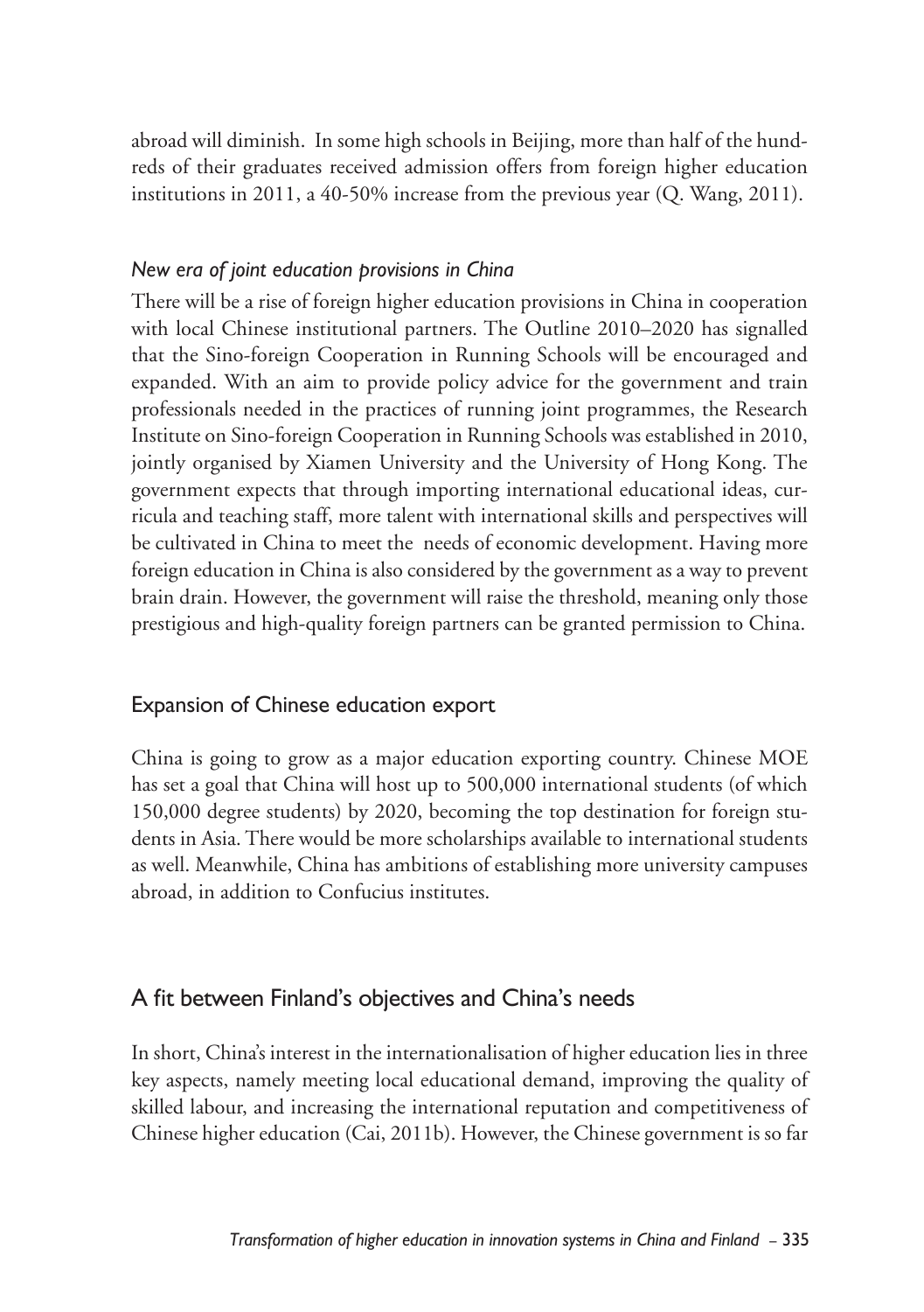abroad will diminish. In some high schools in Beijing, more than half of the hundreds of their graduates received admission offers from foreign higher education institutions in 2011, a 40-50% increase from the previous year (Q. Wang, 2011).

### *New era of joint education provisions in China*

There will be a rise of foreign higher education provisions in China in cooperation with local Chinese institutional partners. The Outline 2010–2020 has signalled that the Sino-foreign Cooperation in Running Schools will be encouraged and expanded. With an aim to provide policy advice for the government and train professionals needed in the practices of running joint programmes, the Research Institute on Sino-foreign Cooperation in Running Schools was established in 2010, jointly organised by Xiamen University and the University of Hong Kong. The government expects that through importing international educational ideas, curricula and teaching staff, more talent with international skills and perspectives will be cultivated in China to meet the needs of economic development. Having more foreign education in China is also considered by the government as a way to prevent brain drain. However, the government will raise the threshold, meaning only those prestigious and high-quality foreign partners can be granted permission to China.

### Expansion of Chinese education export

China is going to grow as a major education exporting country. Chinese MOE has set a goal that China will host up to 500,000 international students (of which 150,000 degree students) by 2020, becoming the top destination for foreign students in Asia. There would be more scholarships available to international students as well. Meanwhile, China has ambitions of establishing more university campuses abroad, in addition to Confucius institutes.

## A fit between Finland's objectives and China's needs

In short, China's interest in the internationalisation of higher education lies in three key aspects, namely meeting local educational demand, improving the quality of skilled labour, and increasing the international reputation and competitiveness of Chinese higher education (Cai, 2011b). However, the Chinese government is so far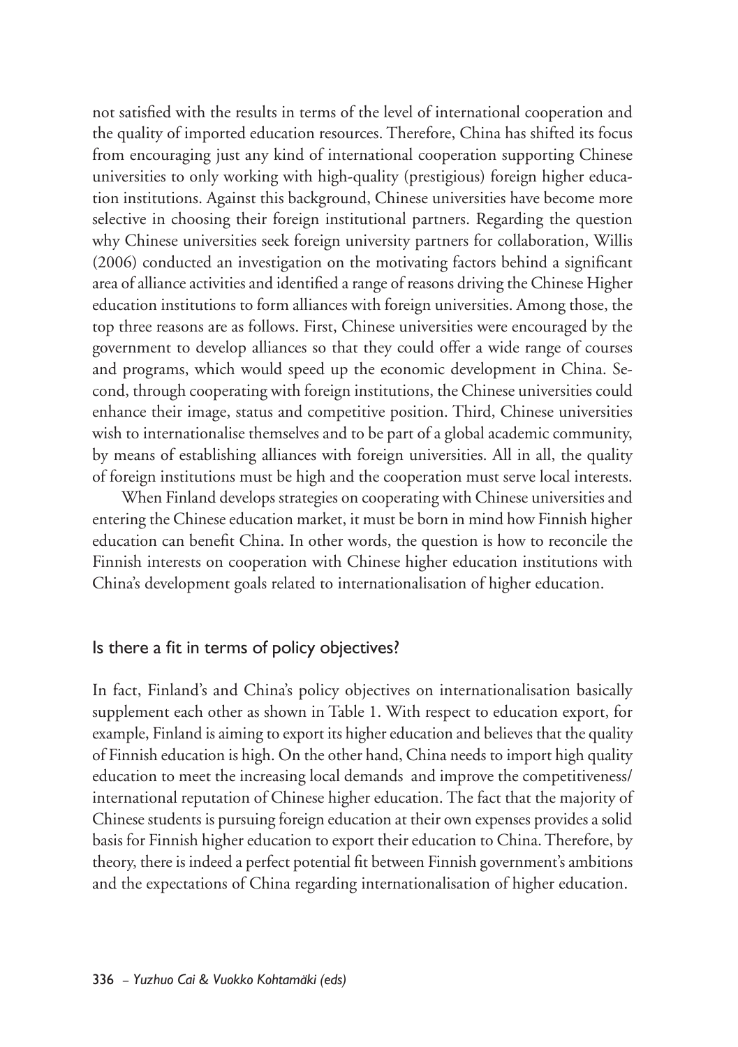not satisfied with the results in terms of the level of international cooperation and the quality of imported education resources. Therefore, China has shifted its focus from encouraging just any kind of international cooperation supporting Chinese universities to only working with high-quality (prestigious) foreign higher education institutions. Against this background, Chinese universities have become more selective in choosing their foreign institutional partners. Regarding the question why Chinese universities seek foreign university partners for collaboration, Willis (2006) conducted an investigation on the motivating factors behind a significant area of alliance activities and identified a range of reasons driving the Chinese Higher education institutions to form alliances with foreign universities. Among those, the top three reasons are as follows. First, Chinese universities were encouraged by the government to develop alliances so that they could offer a wide range of courses and programs, which would speed up the economic development in China. Second, through cooperating with foreign institutions, the Chinese universities could enhance their image, status and competitive position. Third, Chinese universities wish to internationalise themselves and to be part of a global academic community, by means of establishing alliances with foreign universities. All in all, the quality of foreign institutions must be high and the cooperation must serve local interests.

When Finland develops strategies on cooperating with Chinese universities and entering the Chinese education market, it must be born in mind how Finnish higher education can benefit China. In other words, the question is how to reconcile the Finnish interests on cooperation with Chinese higher education institutions with China's development goals related to internationalisation of higher education.

## Is there a fit in terms of policy objectives?

In fact, Finland's and China's policy objectives on internationalisation basically supplement each other as shown in Table 1. With respect to education export, for example, Finland is aiming to export its higher education and believes that the quality of Finnish education is high. On the other hand, China needs to import high quality education to meet the increasing local demands and improve the competitiveness/ international reputation of Chinese higher education. The fact that the majority of Chinese students is pursuing foreign education at their own expenses provides a solid basis for Finnish higher education to export their education to China. Therefore, by theory, there is indeed a perfect potential fit between Finnish government's ambitions and the expectations of China regarding internationalisation of higher education.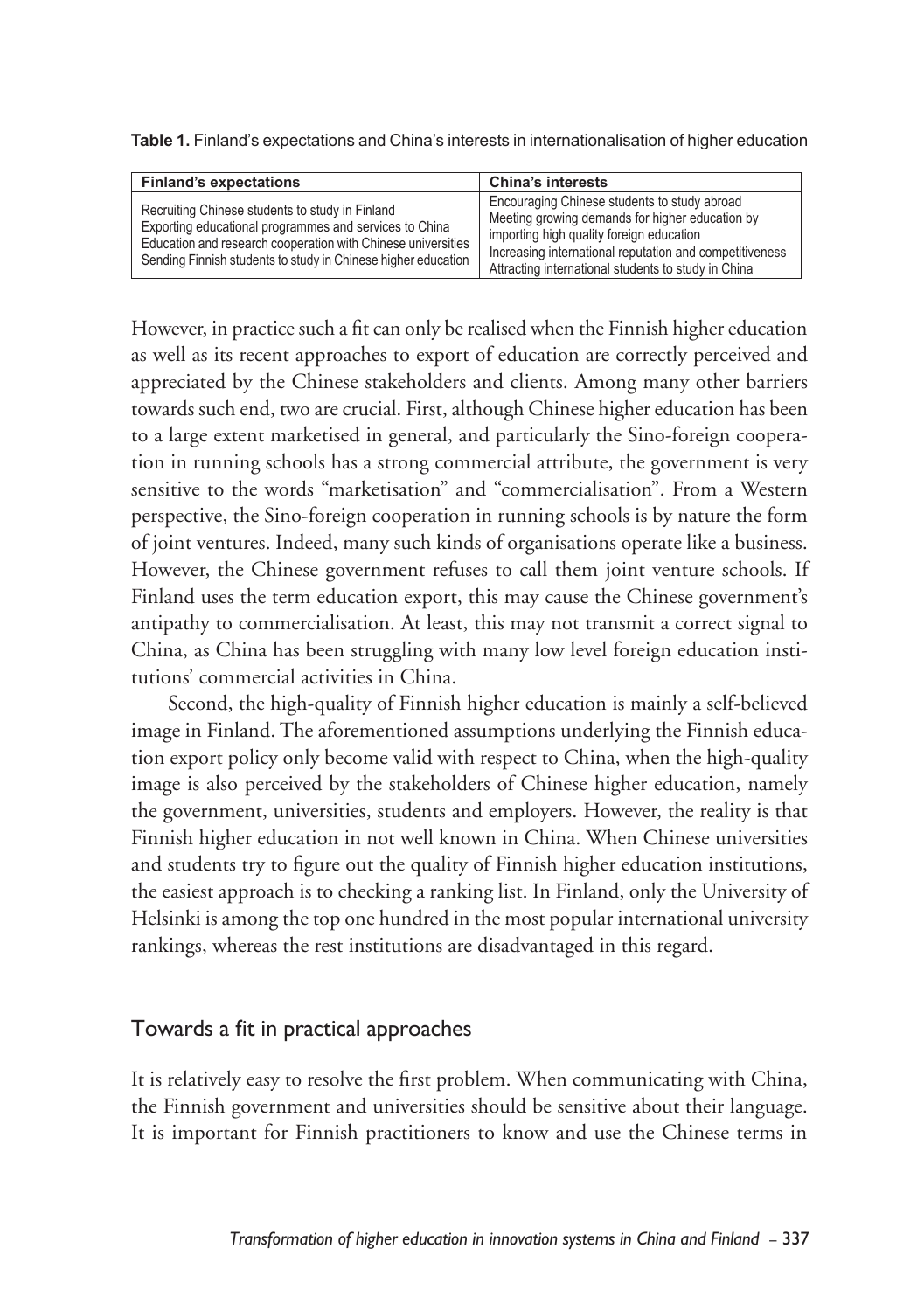**Table 1.** Finland's expectations and China's interests in internationalisation of higher education

| Finland's expectations | China's interests |
| --- | --- |
| Recruiting Chinese students to study in Finland<br>Exporting educational programmes and services to China<br>Education and research cooperation with Chinese universities<br>Sending Finnish students to study in Chinese higher education | Encouraging Chinese students to study abroad<br>Meeting growing demands for higher education by importing high quality foreign education<br>Increasing international reputation and competitiveness<br>Attracting international students to study in China |

However, in practice such a fit can only be realised when the Finnish higher education as well as its recent approaches to export of education are correctly perceived and appreciated by the Chinese stakeholders and clients. Among many other barriers towards such end, two are crucial. First, although Chinese higher education has been to a large extent marketised in general, and particularly the Sino-foreign cooperation in running schools has a strong commercial attribute, the government is very sensitive to the words "marketisation" and "commercialisation". From a Western perspective, the Sino-foreign cooperation in running schools is by nature the form of joint ventures. Indeed, many such kinds of organisations operate like a business. However, the Chinese government refuses to call them joint venture schools. If Finland uses the term education export, this may cause the Chinese government's antipathy to commercialisation. At least, this may not transmit a correct signal to China, as China has been struggling with many low level foreign education institutions' commercial activities in China.

Second, the high-quality of Finnish higher education is mainly a self-believed image in Finland. The aforementioned assumptions underlying the Finnish education export policy only become valid with respect to China, when the high-quality image is also perceived by the stakeholders of Chinese higher education, namely the government, universities, students and employers. However, the reality is that Finnish higher education in not well known in China. When Chinese universities and students try to figure out the quality of Finnish higher education institutions, the easiest approach is to checking a ranking list. In Finland, only the University of Helsinki is among the top one hundred in the most popular international university rankings, whereas the rest institutions are disadvantaged in this regard.

## Towards a fit in practical approaches

It is relatively easy to resolve the first problem. When communicating with China, the Finnish government and universities should be sensitive about their language. It is important for Finnish practitioners to know and use the Chinese terms in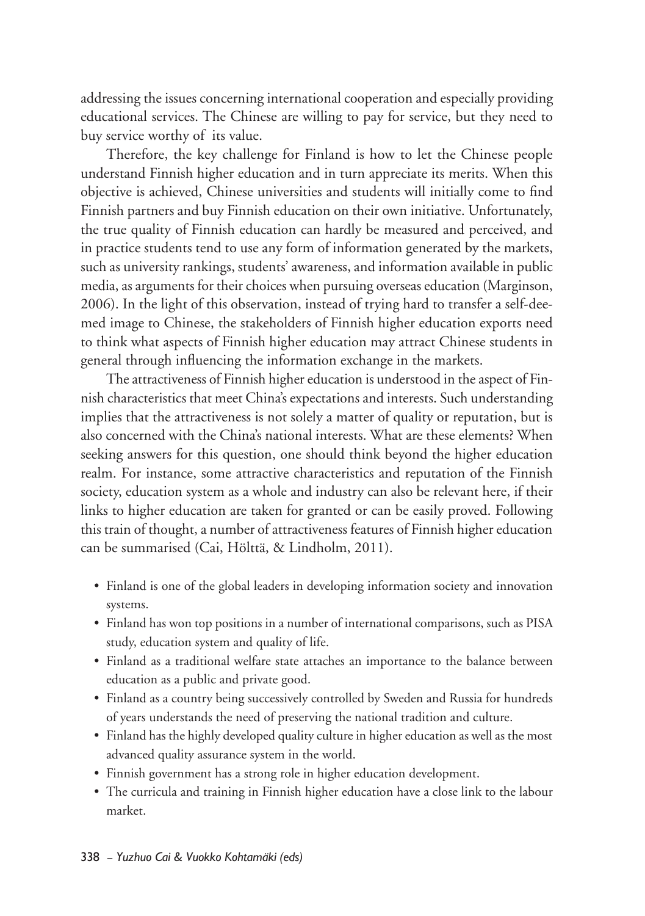addressing the issues concerning international cooperation and especially providing educational services. The Chinese are willing to pay for service, but they need to buy service worthy of its value.

Therefore, the key challenge for Finland is how to let the Chinese people understand Finnish higher education and in turn appreciate its merits. When this objective is achieved, Chinese universities and students will initially come to find Finnish partners and buy Finnish education on their own initiative. Unfortunately, the true quality of Finnish education can hardly be measured and perceived, and in practice students tend to use any form of information generated by the markets, such as university rankings, students' awareness, and information available in public media, as arguments for their choices when pursuing overseas education (Marginson, 2006). In the light of this observation, instead of trying hard to transfer a self-deemed image to Chinese, the stakeholders of Finnish higher education exports need to think what aspects of Finnish higher education may attract Chinese students in general through influencing the information exchange in the markets.

The attractiveness of Finnish higher education is understood in the aspect of Finnish characteristics that meet China's expectations and interests. Such understanding implies that the attractiveness is not solely a matter of quality or reputation, but is also concerned with the China's national interests. What are these elements? When seeking answers for this question, one should think beyond the higher education realm. For instance, some attractive characteristics and reputation of the Finnish society, education system as a whole and industry can also be relevant here, if their links to higher education are taken for granted or can be easily proved. Following this train of thought, a number of attractiveness features of Finnish higher education can be summarised (Cai, Hölttä, & Lindholm, 2011).

- Finland is one of the global leaders in developing information society and innovation systems.
- Finland has won top positions in a number of international comparisons, such as PISA study, education system and quality of life.
- Finland as a traditional welfare state attaches an importance to the balance between education as a public and private good.
- Finland as a country being successively controlled by Sweden and Russia for hundreds of years understands the need of preserving the national tradition and culture.
- Finland has the highly developed quality culture in higher education as well as the most advanced quality assurance system in the world.
- Finnish government has a strong role in higher education development.
- The curricula and training in Finnish higher education have a close link to the labour market.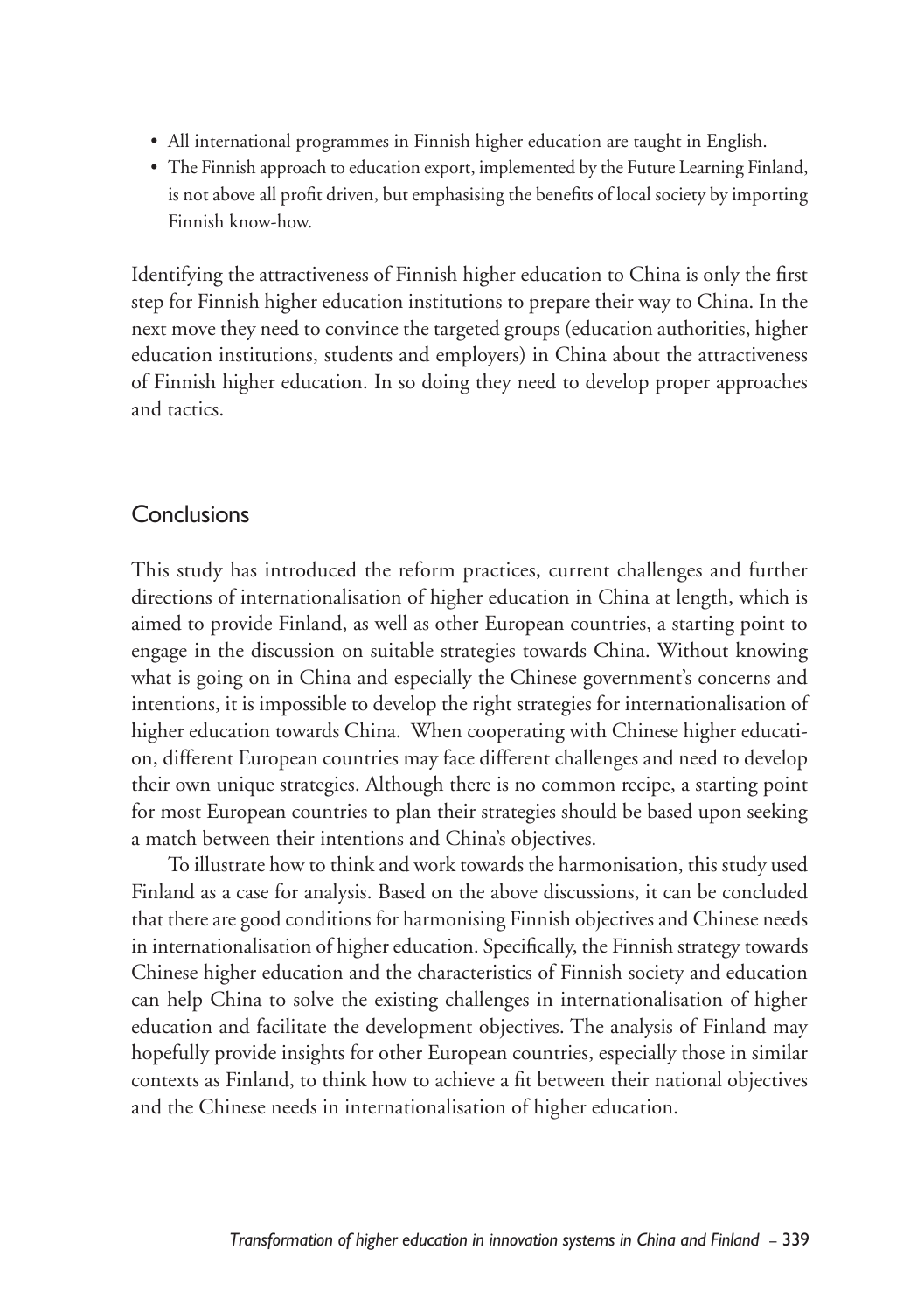- All international programmes in Finnish higher education are taught in English.
- The Finnish approach to education export, implemented by the Future Learning Finland, is not above all profit driven, but emphasising the benefits of local society by importing Finnish know-how.

Identifying the attractiveness of Finnish higher education to China is only the first step for Finnish higher education institutions to prepare their way to China. In the next move they need to convince the targeted groups (education authorities, higher education institutions, students and employers) in China about the attractiveness of Finnish higher education. In so doing they need to develop proper approaches and tactics.

## Conclusions

This study has introduced the reform practices, current challenges and further directions of internationalisation of higher education in China at length, which is aimed to provide Finland, as well as other European countries, a starting point to engage in the discussion on suitable strategies towards China. Without knowing what is going on in China and especially the Chinese government's concerns and intentions, it is impossible to develop the right strategies for internationalisation of higher education towards China. When cooperating with Chinese higher education, different European countries may face different challenges and need to develop their own unique strategies. Although there is no common recipe, a starting point for most European countries to plan their strategies should be based upon seeking a match between their intentions and China's objectives.

To illustrate how to think and work towards the harmonisation, this study used Finland as a case for analysis. Based on the above discussions, it can be concluded that there are good conditions for harmonising Finnish objectives and Chinese needs in internationalisation of higher education. Specifically, the Finnish strategy towards Chinese higher education and the characteristics of Finnish society and education can help China to solve the existing challenges in internationalisation of higher education and facilitate the development objectives. The analysis of Finland may hopefully provide insights for other European countries, especially those in similar contexts as Finland, to think how to achieve a fit between their national objectives and the Chinese needs in internationalisation of higher education.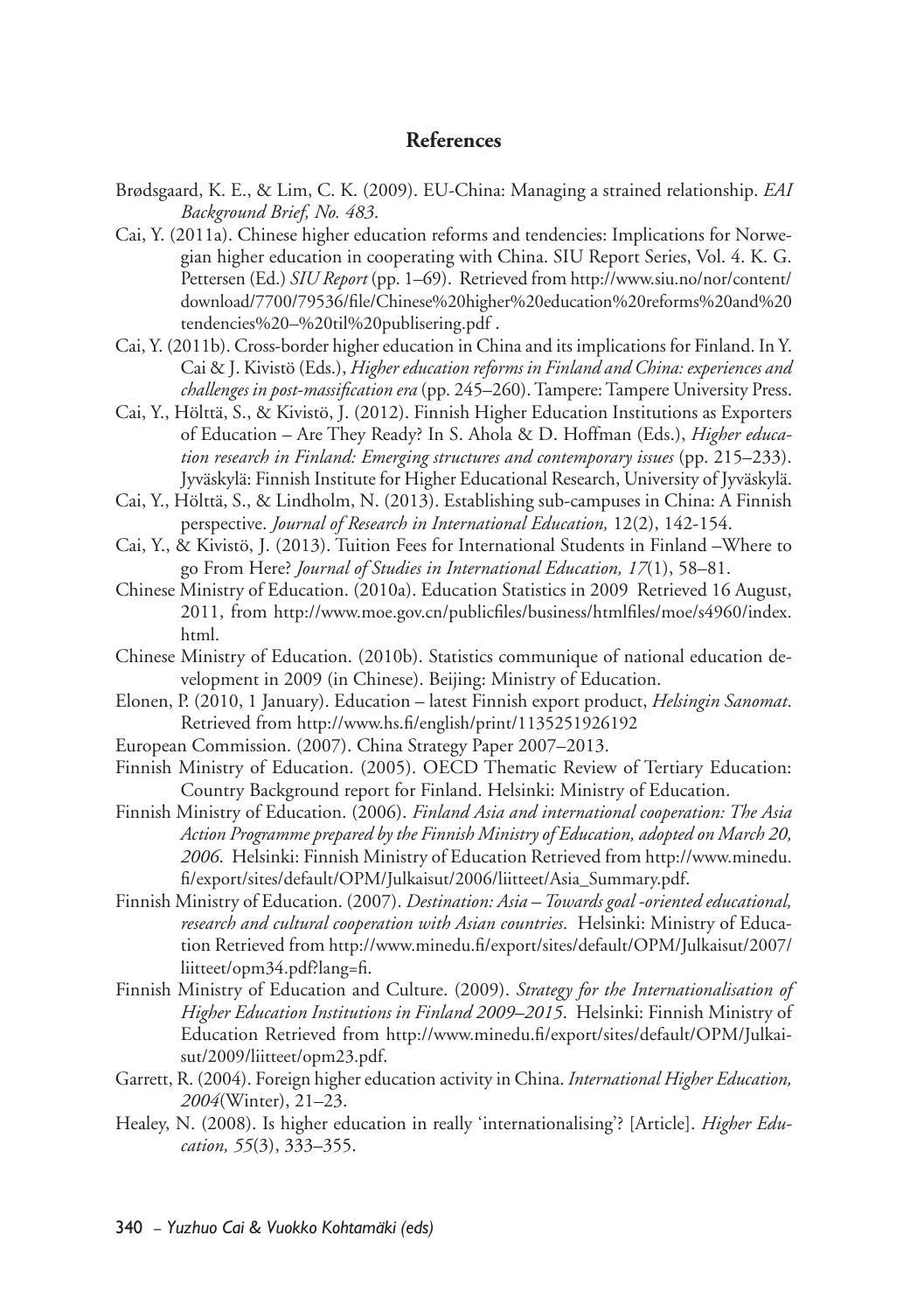## References

Brødsgaard, K. E., & Lim, C. K. (2009). EU-China: Managing a strained relationship. *EAI Background Brief, No. 483*.

Cai, Y. (2011a). Chinese higher education reforms and tendencies: Implications for Norwegian higher education in cooperating with China. SIU Report Series, Vol. 4. K. G. Pettersen (Ed.) *SIU Report* (pp. 1–69). Retrieved from http://www.siu.no/nor/content/download/7700/79536/file/Chinese%20higher%20education%20reforms%20and%20tendencies%20–%20til%20publisering.pdf .

Cai, Y. (2011b). Cross-border higher education in China and its implications for Finland. In Y. Cai & J. Kivistö (Eds.), *Higher education reforms in Finland and China: experiences and challenges in post-massification era* (pp. 245–260). Tampere: Tampere University Press.

Cai, Y., Hölttä, S., & Kivistö, J. (2012). Finnish Higher Education Institutions as Exporters of Education – Are They Ready? In S. Ahola & D. Hoffman (Eds.), *Higher education research in Finland: Emerging structures and contemporary issues* (pp. 215–233). Jyväskylä: Finnish Institute for Higher Educational Research, University of Jyväskylä.

Cai, Y., Hölttä, S., & Lindholm, N. (2013). Establishing sub-campuses in China: A Finnish perspective. *Journal of Research in International Education,* 12(2), 142-154.

Cai, Y., & Kivistö, J. (2013). Tuition Fees for International Students in Finland –Where to go From Here? *Journal of Studies in International Education, 17*(1), 58–81.

Chinese Ministry of Education. (2010a). Education Statistics in 2009 Retrieved 16 August, 2011, from http://www.moe.gov.cn/publicfiles/business/htmlfiles/moe/s4960/index.html.

Chinese Ministry of Education. (2010b). Statistics communique of national education development in 2009 (in Chinese). Beijing: Ministry of Education.

Elonen, P. (2010, 1 January). Education – latest Finnish export product, *Helsingin Sanomat*. Retrieved from http://www.hs.fi/english/print/1135251926192

European Commission. (2007). China Strategy Paper 2007–2013.

Finnish Ministry of Education. (2005). OECD Thematic Review of Tertiary Education: Country Background report for Finland. Helsinki: Ministry of Education.

Finnish Ministry of Education. (2006). *Finland Asia and international cooperation: The Asia Action Programme prepared by the Finnish Ministry of Education, adopted on March 20, 2006*. Helsinki: Finnish Ministry of Education Retrieved from http://www.minedu.fi/export/sites/default/OPM/Julkaisut/2006/liitteet/Asia_Summary.pdf.

Finnish Ministry of Education. (2007). *Destination: Asia – Towards goal -oriented educational, research and cultural cooperation with Asian countries*. Helsinki: Ministry of Education Retrieved from http://www.minedu.fi/export/sites/default/OPM/Julkaisut/2007/liitteet/opm34.pdf?lang=fi.

Finnish Ministry of Education and Culture. (2009). *Strategy for the Internationalisation of Higher Education Institutions in Finland 2009–2015*. Helsinki: Finnish Ministry of Education Retrieved from http://www.minedu.fi/export/sites/default/OPM/Julkaisut/2009/liitteet/opm23.pdf.

Garrett, R. (2004). Foreign higher education activity in China. *International Higher Education, 2004*(Winter), 21–23.

Healey, N. (2008). Is higher education in really 'internationalising'? [Article]. *Higher Education, 55*(3), 333–355.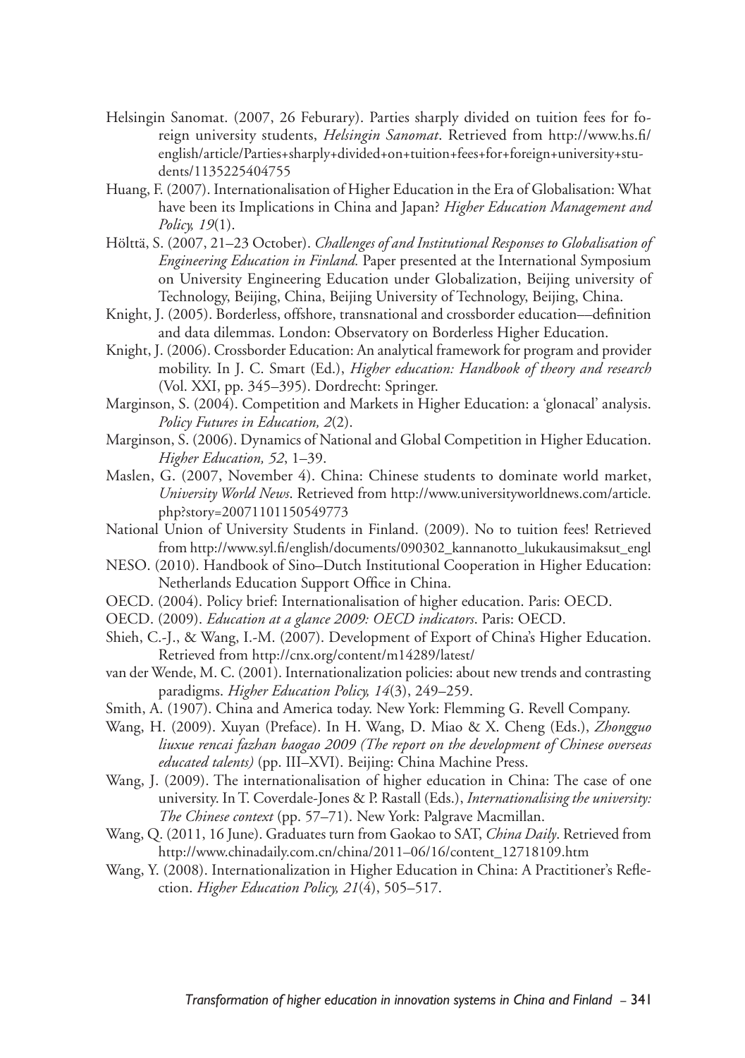Helsingin Sanomat. (2007, 26 Feburary). Parties sharply divided on tuition fees for foreign university students, *Helsingin Sanomat*. Retrieved from http://www.hs.fi/english/article/Parties+sharply+divided+on+tuition+fees+for+foreign+university+students/1135225404755

Huang, F. (2007). Internationalisation of Higher Education in the Era of Globalisation: What have been its Implications in China and Japan? *Higher Education Management and Policy, 19*(1).

Hölttä, S. (2007, 21–23 October). *Challenges of and Institutional Responses to Globalisation of Engineering Education in Finland.* Paper presented at the International Symposium on University Engineering Education under Globalization, Beijing university of Technology, Beijing, China, Beijing University of Technology, Beijing, China.

Knight, J. (2005). Borderless, offshore, transnational and crossborder education—definition and data dilemmas. London: Observatory on Borderless Higher Education.

Knight, J. (2006). Crossborder Education: An analytical framework for program and provider mobility. In J. C. Smart (Ed.), *Higher education: Handbook of theory and research* (Vol. XXI, pp. 345–395). Dordrecht: Springer.

Marginson, S. (2004). Competition and Markets in Higher Education: a 'glonacal' analysis. *Policy Futures in Education, 2*(2).

Marginson, S. (2006). Dynamics of National and Global Competition in Higher Education. *Higher Education, 52*, 1–39.

Maslen, G. (2007, November 4). China: Chinese students to dominate world market, *University World News*. Retrieved from http://www.universityworldnews.com/article.php?story=20071101150549773

National Union of University Students in Finland. (2009). No to tuition fees! Retrieved from http://www.syl.fi/english/documents/090302_kannanotto_lukukausimaksut_engl

NESO. (2010). Handbook of Sino–Dutch Institutional Cooperation in Higher Education: Netherlands Education Support Office in China.

OECD. (2004). Policy brief: Internationalisation of higher education. Paris: OECD.

OECD. (2009). *Education at a glance 2009: OECD indicators*. Paris: OECD.

Shieh, C.-J., & Wang, I.-M. (2007). Development of Export of China's Higher Education. Retrieved from http://cnx.org/content/m14289/latest/

van der Wende, M. C. (2001). Internationalization policies: about new trends and contrasting paradigms. *Higher Education Policy, 14*(3), 249–259.

Smith, A. (1907). China and America today. New York: Flemming G. Revell Company.

Wang, H. (2009). Xuyan (Preface). In H. Wang, D. Miao & X. Cheng (Eds.), *Zhongguo liuxue rencai fazhan baogao 2009 (The report on the development of Chinese overseas educated talents)* (pp. III–XVI). Beijing: China Machine Press.

Wang, J. (2009). The internationalisation of higher education in China: The case of one university. In T. Coverdale-Jones & P. Rastall (Eds.), *Internationalising the university: The Chinese context* (pp. 57–71). New York: Palgrave Macmillan.

Wang, Q. (2011, 16 June). Graduates turn from Gaokao to SAT, *China Daily*. Retrieved from http://www.chinadaily.com.cn/china/2011–06/16/content_12718109.htm

Wang, Y. (2008). Internationalization in Higher Education in China: A Practitioner's Reflection. *Higher Education Policy, 21*(4), 505–517.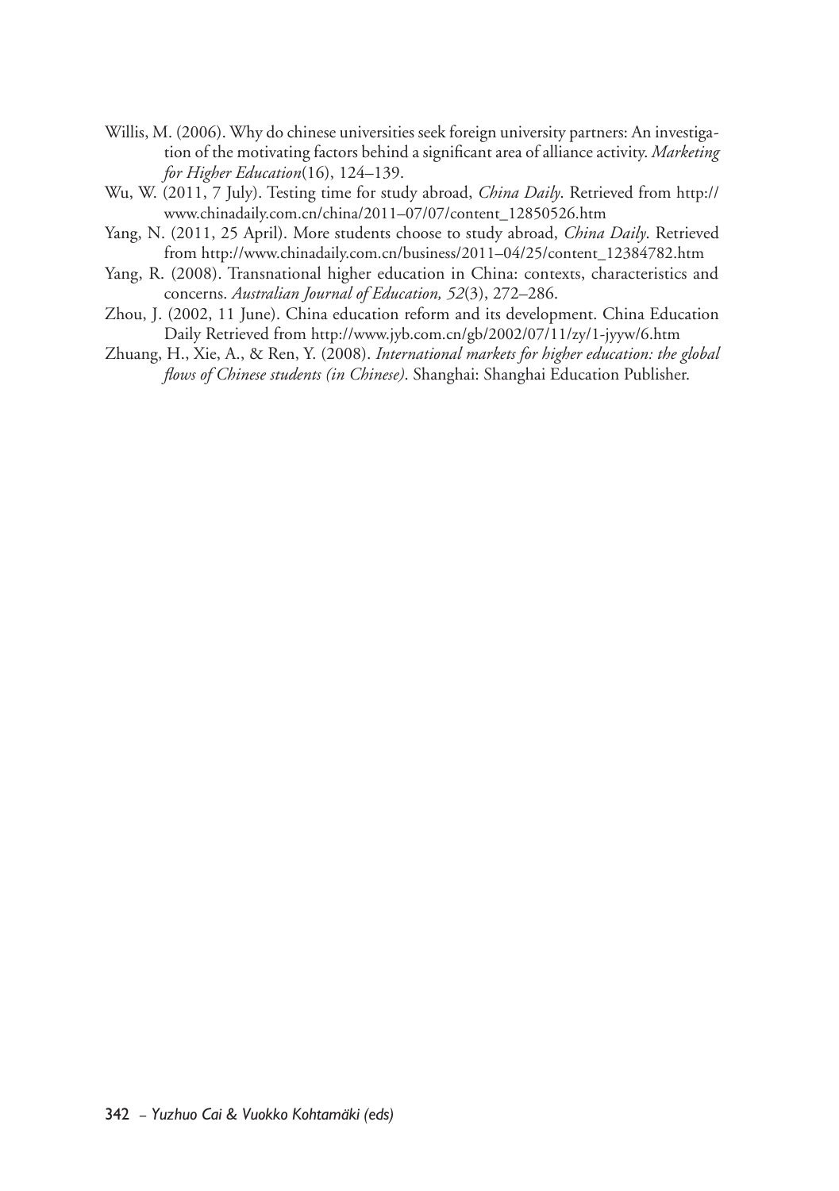Willis, M. (2006). Why do chinese universities seek foreign university partners: An investigation of the motivating factors behind a significant area of alliance activity. *Marketing for Higher Education*(16), 124–139.

Wu, W. (2011, 7 July). Testing time for study abroad, *China Daily*. Retrieved from http://www.chinadaily.com.cn/china/2011–07/07/content_12850526.htm

Yang, N. (2011, 25 April). More students choose to study abroad, *China Daily*. Retrieved from http://www.chinadaily.com.cn/business/2011–04/25/content_12384782.htm

Yang, R. (2008). Transnational higher education in China: contexts, characteristics and concerns. *Australian Journal of Education, 52*(3), 272–286.

Zhou, J. (2002, 11 June). China education reform and its development. China Education Daily Retrieved from http://www.jyb.com.cn/gb/2002/07/11/zy/1-jyyw/6.htm

Zhuang, H., Xie, A., & Ren, Y. (2008). *International markets for higher education: the global flows of Chinese students (in Chinese)*. Shanghai: Shanghai Education Publisher.